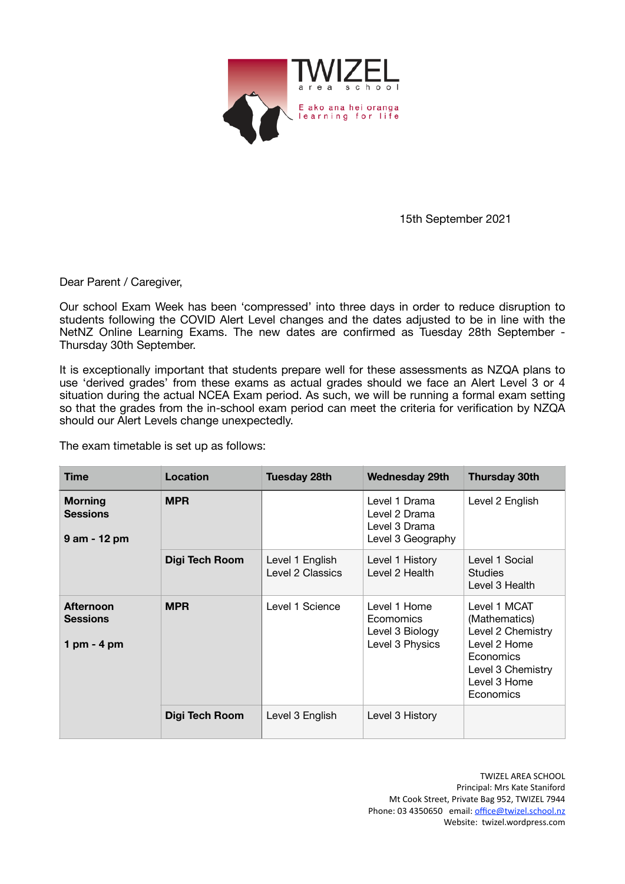TWIZEL

area school

E ako ana hei oranga
learning for life

15th September 2021

Dear Parent / Caregiver,

Our school Exam Week has been 'compressed' into three days in order to reduce disruption to students following the COVID Alert Level changes and the dates adjusted to be in line with the NetNZ Online Learning Exams. The new dates are confirmed as Tuesday 28th September - Thursday 30th September.

It is exceptionally important that students prepare well for these assessments as NZQA plans to use 'derived grades' from these exams as actual grades should we face an Alert Level 3 or 4 situation during the actual NCEA Exam period. As such, we will be running a formal exam setting so that the grades from the in-school exam period can meet the criteria for verification by NZQA should our Alert Levels change unexpectedly.

The exam timetable is set up as follows:

| Time | Location | Tuesday 28th | Wednesday 29th | Thursday 30th |
|---|---|---|---|---|
| **Morning Sessions** **9 am - 12 pm** | **MPR** | | Level 1 Drama<br>Level 2 Drama<br>Level 3 Drama<br>Level 3 Geography | Level 2 English |
| | **Digi Tech Room** | Level 1 English<br>Level 2 Classics | Level 1 History<br>Level 2 Health | Level 1 Social Studies<br>Level 3 Health |
| **Afternoon Sessions** **1 pm - 4 pm** | **MPR** | Level 1 Science | Level 1 Home Ecomomics<br>Level 3 Biology<br>Level 3 Physics | Level 1 MCAT (Mathematics)<br>Level 2 Chemistry<br>Level 2 Home Economics<br>Level 3 Chemistry<br>Level 3 Home Economics |
| | **Digi Tech Room** | Level 3 English | Level 3 History | |

TWIZEL AREA SCHOOL
Principal: Mrs Kate Staniford
Mt Cook Street, Private Bag 952, TWIZEL 7944
Phone: 03 4350650 email: office@twizel.school.nz
Website: twizel.wordpress.com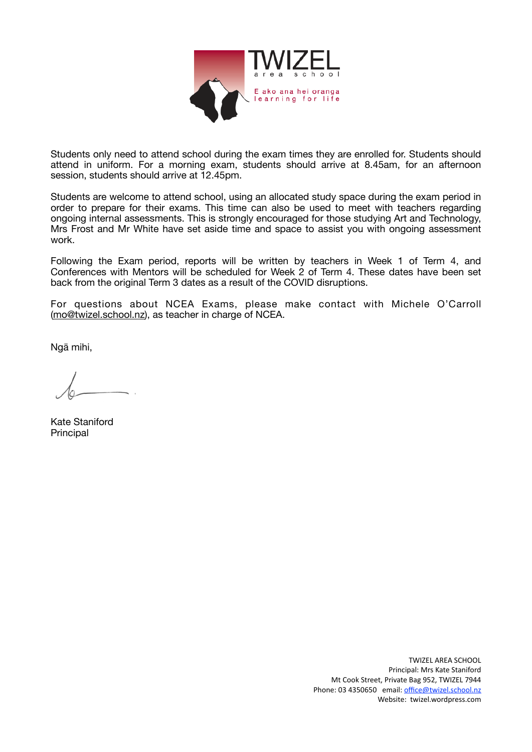Students only need to attend school during the exam times they are enrolled for. Students should attend in uniform. For a morning exam, students should arrive at 8.45am, for an afternoon session, students should arrive at 12.45pm.

Students are welcome to attend school, using an allocated study space during the exam period in order to prepare for their exams. This time can also be used to meet with teachers regarding ongoing internal assessments. This is strongly encouraged for those studying Art and Technology, Mrs Frost and Mr White have set aside time and space to assist you with ongoing assessment work.

Following the Exam period, reports will be written by teachers in Week 1 of Term 4, and Conferences with Mentors will be scheduled for Week 2 of Term 4. These dates have been set back from the original Term 3 dates as a result of the COVID disruptions.

For questions about NCEA Exams, please make contact with Michele O'Carroll (mo@twizel.school.nz), as teacher in charge of NCEA.

Ngā mihi,

Kate Staniford
Principal

TWIZEL AREA SCHOOL
Principal: Mrs Kate Staniford
Mt Cook Street, Private Bag 952, TWIZEL 7944
Phone: 03 4350650 email: office@twizel.school.nz
Website: twizel.wordpress.com